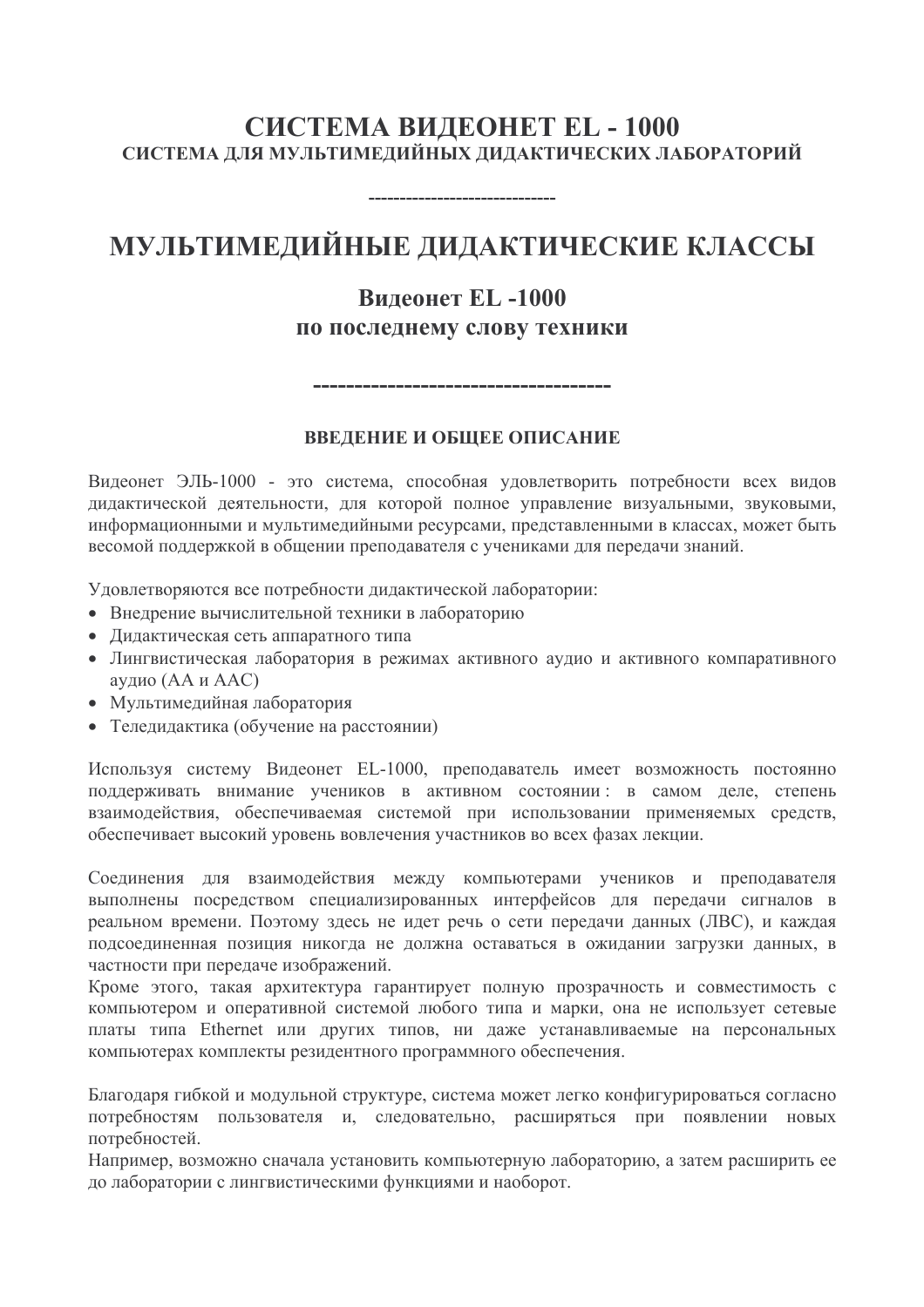# СИСТЕМА ВИДЕОНЕТ EL - 1000

**СИСТЕМА ДЛЯ МУЛЬТИМЕДИЙНЫХ ДИДАКТИЧЕСКИХ ЛАБОРАТОРИЙ**

-----------------------------

# МУЛЬТИМЕДИЙНЫЕ ДИДАКТИЧЕСКИЕ КЛАССЫ

## Видеонет EL -1000
## по последнему слову техники

-----------------------------------

### ВВЕДЕНИЕ И ОБЩЕЕ ОПИСАНИЕ

Видеонет ЭЛЬ-1000 - это система, способная удовлетворить потребности всех видов дидактической деятельности, для которой полное управление визуальными, звуковыми, информационными и мультимедийными ресурсами, представленными в классах, может быть весомой поддержкой в общении преподавателя с учениками для передачи знаний.

Удовлетворяются все потребности дидактической лаборатории:

- Внедрение вычислительной техники в лабораторию
- Дидактическая сеть аппаратного типа
- Лингвистическая лаборатория в режимах активного аудио и активного компаративного аудио (АА и ААС)
- Мультимедийная лаборатория
- Теледидактика (обучение на расстоянии)

Используя систему Видеонет EL-1000, преподаватель имеет возможность постоянно поддерживать внимание учеников в активном состоянии : в самом деле, степень взаимодействия, обеспечиваемая системой при использовании применяемых средств, обеспечивает высокий уровень вовлечения участников во всех фазах лекции.

Соединения для взаимодействия между компьютерами учеников и преподавателя выполнены посредством специализированных интерфейсов для передачи сигналов в реальном времени. Поэтому здесь не идет речь о сети передачи данных (ЛВС), и каждая подсоединенная позиция никогда не должна оставаться в ожидании загрузки данных, в частности при передаче изображений.
Кроме этого, такая архитектура гарантирует полную прозрачность и совместимость с компьютером и оперативной системой любого типа и марки, она не использует сетевые платы типа Ethernet или других типов, ни даже устанавливаемые на персональных компьютерах комплекты резидентного программного обеспечения.

Благодаря гибкой и модульной структуре, система может легко конфигурироваться согласно потребностям пользователя и, следовательно, расширяться при появлении новых потребностей.
Например, возможно сначала установить компьютерную лабораторию, а затем расширить ее до лаборатории с лингвистическими функциями и наоборот.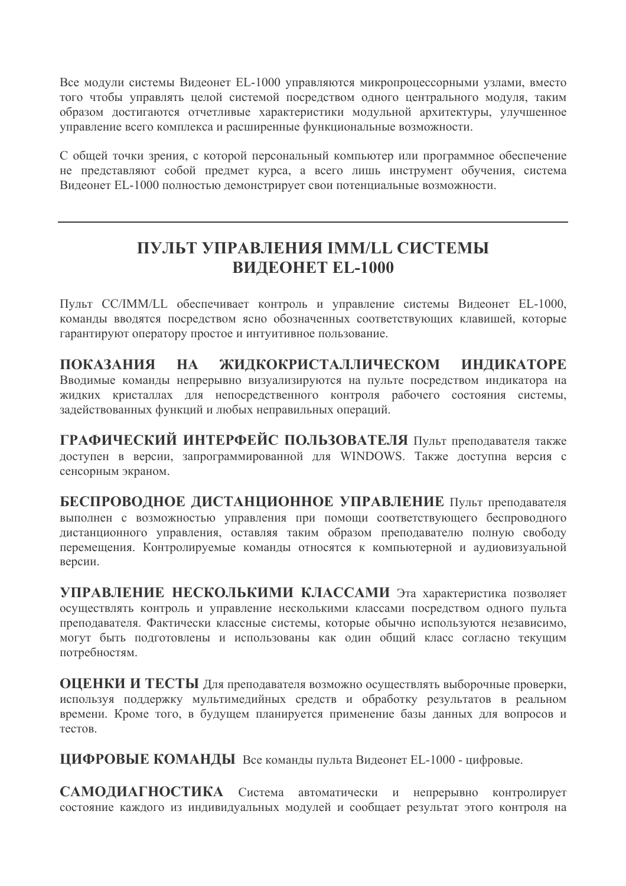Все модули системы Видеонет EL-1000 управляются микропроцессорными узлами, вместо того чтобы управлять целой системой посредством одного центрального модуля, таким образом достигаются отчетливые характеристики модульной архитектуры, улучшенное управление всего комплекса и расширенные функциональные возможности.

С общей точки зрения, с которой персональный компьютер или программное обеспечение не представляют собой предмет курса, а всего лишь инструмент обучения, система Видеонет EL-1000 полностью демонстрирует свои потенциальные возможности.

---

## ПУЛЬТ УПРАВЛЕНИЯ IMM/LL СИСТЕМЫ ВИДЕОНЕТ EL-1000

Пульт CC/IMM/LL обеспечивает контроль и управление системы Видеонет EL-1000, команды вводятся посредством ясно обозначенных соответствующих клавишей, которые гарантируют оператору простое и интуитивное пользование.

**ПОКАЗАНИЯ НА ЖИДКОКРИСТАЛЛИЧЕСКОМ ИНДИКАТОРЕ** Вводимые команды непрерывно визуализируются на пульте посредством индикатора на жидких кристаллах для непосредственного контроля рабочего состояния системы, задействованных функций и любых неправильных операций.

**ГРАФИЧЕСКИЙ ИНТЕРФЕЙС ПОЛЬЗОВАТЕЛЯ** Пульт преподавателя также доступен в версии, запрограммированной для WINDOWS. Также доступна версия с сенсорным экраном.

**БЕСПРОВОДНОЕ ДИСТАНЦИОННОЕ УПРАВЛЕНИЕ** Пульт преподавателя выполнен с возможностью управления при помощи соответствующего беспроводного дистанционного управления, оставляя таким образом преподавателю полную свободу перемещения. Контролируемые команды относятся к компьютерной и аудиовизуальной версии.

**УПРАВЛЕНИЕ НЕСКОЛЬКИМИ КЛАССАМИ** Эта характеристика позволяет осуществлять контроль и управление несколькими классами посредством одного пульта преподавателя. Фактически классные системы, которые обычно используются независимо, могут быть подготовлены и использованы как один общий класс согласно текущим потребностям.

**ОЦЕНКИ И ТЕСТЫ** Для преподавателя возможно осуществлять выборочные проверки, используя поддержку мультимедийных средств и обработку результатов в реальном времени. Кроме того, в будущем планируется применение базы данных для вопросов и тестов.

**ЦИФРОВЫЕ КОМАНДЫ** Все команды пульта Видеонет EL-1000 - цифровые.

**САМОДИАГНОСТИКА** Система автоматически и непрерывно контролирует состояние каждого из индивидуальных модулей и сообщает результат этого контроля на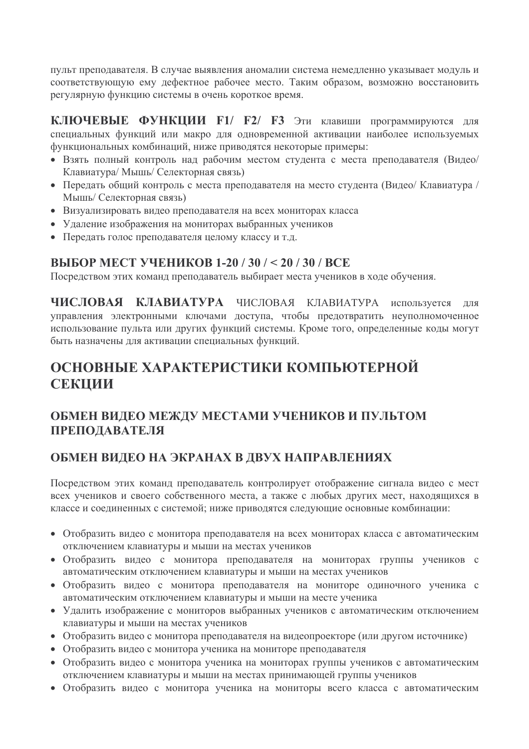пульт преподавателя. В случае выявления аномалии система немедленно указывает модуль и соответствующую ему дефектное рабочее место. Таким образом, возможно восстановить регулярную функцию системы в очень короткое время.

**КЛЮЧЕВЫЕ ФУНКЦИИ F1/ F2/ F3** Эти клавиши программируются для специальных функций или макро для одновременной активации наиболее используемых функциональных комбинаций, ниже приводятся некоторые примеры:

- Взять полный контроль над рабочим местом студента с места преподавателя (Видео/ Клавиатура/ Мышь/ Селекторная связь)
- Передать общий контроль с места преподавателя на место студента (Видео/ Клавиатура / Мышь/ Селекторная связь)
- Визуализировать видео преподавателя на всех мониторах класса
- Удаление изображения на мониторах выбранных учеников
- Передать голос преподавателя целому классу и т.д.

### ВЫБОР МЕСТ УЧЕНИКОВ 1-20 / 30 / < 20 / 30 / ВСЕ

Посредством этих команд преподаватель выбирает места учеников в ходе обучения.

**ЧИСЛОВАЯ КЛАВИАТУРА** ЧИСЛОВАЯ КЛАВИАТУРА используется для управления электронными ключами доступа, чтобы предотвратить неуполномоченное использование пульта или других функций системы. Кроме того, определенные коды могут быть назначены для активации специальных функций.

## ОСНОВНЫЕ ХАРАКТЕРИСТИКИ КОМПЬЮТЕРНОЙ СЕКЦИИ

### ОБМЕН ВИДЕО МЕЖДУ МЕСТАМИ УЧЕНИКОВ И ПУЛЬТОМ ПРЕПОДАВАТЕЛЯ

### ОБМЕН ВИДЕО НА ЭКРАНАХ В ДВУХ НАПРАВЛЕНИЯХ

Посредством этих команд преподаватель контролирует отображение сигнала видео с мест всех учеников и своего собственного места, а также с любых других мест, находящихся в классе и соединенных с системой; ниже приводятся следующие основные комбинации:

- Отобразить видео с монитора преподавателя на всех мониторах класса с автоматическим отключением клавиатуры и мыши на местах учеников
- Отобразить видео с монитора преподавателя на мониторах группы учеников с автоматическим отключением клавиатуры и мыши на местах учеников
- Отобразить видео с монитора преподавателя на мониторе одиночного ученика с автоматическим отключением клавиатуры и мыши на месте ученика
- Удалить изображение с мониторов выбранных учеников с автоматическим отключением клавиатуры и мыши на местах учеников
- Отобразить видео с монитора преподавателя на видеопроекторе (или другом источнике)
- Отобразить видео с монитора ученика на мониторе преподавателя
- Отобразить видео с монитора ученика на мониторах группы учеников с автоматическим отключением клавиатуры и мыши на местах принимающей группы учеников
- Отобразить видео с монитора ученика на мониторы всего класса с автоматическим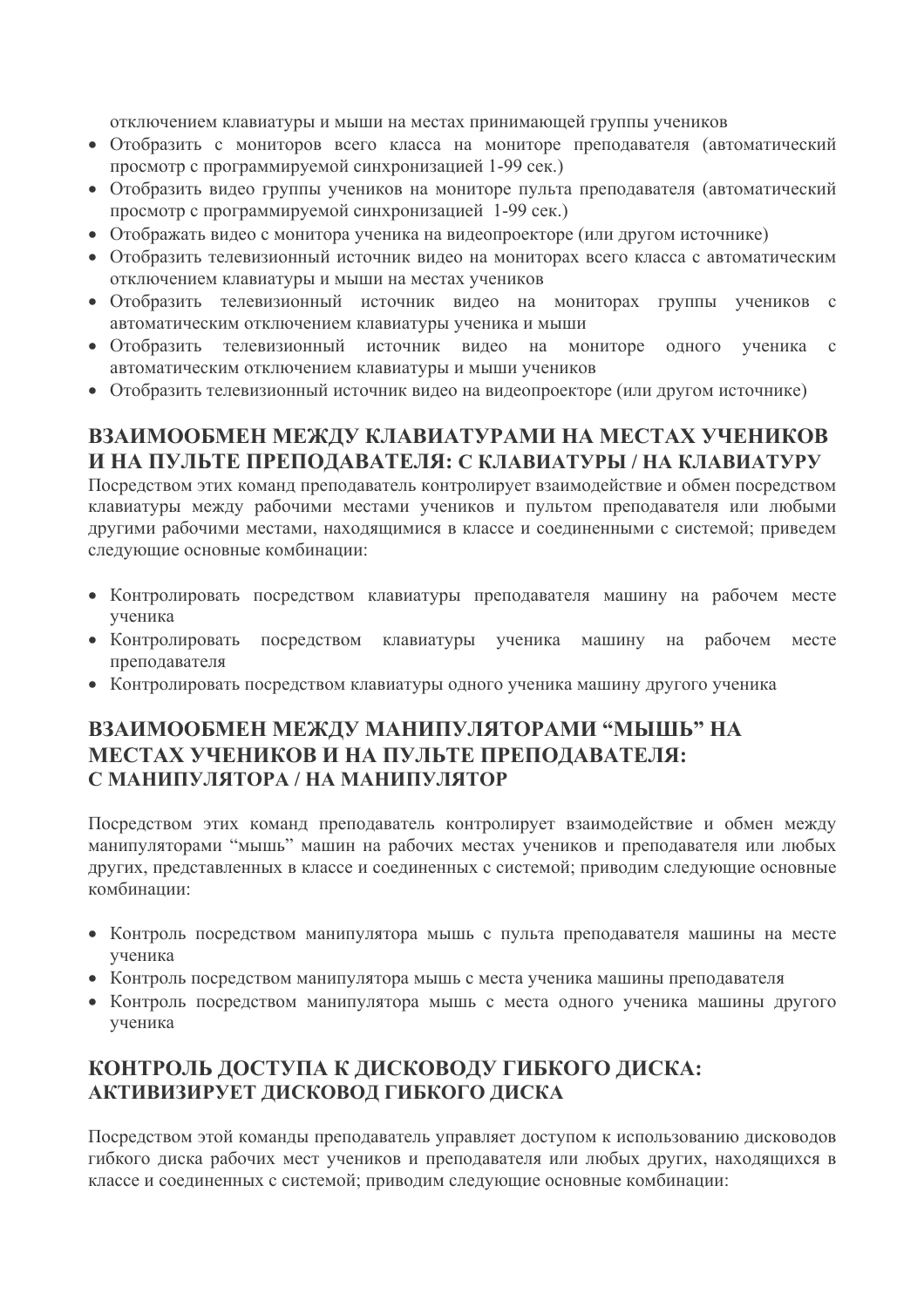отключением клавиатуры и мыши на местах принимающей группы учеников

- Отобразить с мониторов всего класса на мониторе преподавателя (автоматический просмотр с программируемой синхронизацией 1-99 сек.)
- Отобразить видео группы учеников на мониторе пульта преподавателя (автоматический просмотр с программируемой синхронизацией 1-99 сек.)
- Отображать видео с монитора ученика на видеопроекторе (или другом источнике)
- Отобразить телевизионный источник видео на мониторах всего класса с автоматическим отключением клавиатуры и мыши на местах учеников
- Отобразить телевизионный источник видео на мониторах группы учеников с автоматическим отключением клавиатуры ученика и мыши
- Отобразить телевизионный источник видео на мониторе одного ученика с автоматическим отключением клавиатуры и мыши учеников
- Отобразить телевизионный источник видео на видеопроекторе (или другом источнике)

## ВЗАИМООБМЕН МЕЖДУ КЛАВИАТУРАМИ НА МЕСТАХ УЧЕНИКОВ И НА ПУЛЬТЕ ПРЕПОДАВАТЕЛЯ: С КЛАВИАТУРЫ / НА КЛАВИАТУРУ

Посредством этих команд преподаватель контролирует взаимодействие и обмен посредством клавиатуры между рабочими местами учеников и пультом преподавателя или любыми другими рабочими местами, находящимися в классе и соединенными с системой; приведем следующие основные комбинации:

- Контролировать посредством клавиатуры преподавателя машину на рабочем месте ученика
- Контролировать посредством клавиатуры ученика машину на рабочем месте преподавателя
- Контролировать посредством клавиатуры одного ученика машину другого ученика

## ВЗАИМООБМЕН МЕЖДУ МАНИПУЛЯТОРАМИ “МЫШЬ” НА МЕСТАХ УЧЕНИКОВ И НА ПУЛЬТЕ ПРЕПОДАВАТЕЛЯ: С МАНИПУЛЯТОРА / НА МАНИПУЛЯТОР

Посредством этих команд преподаватель контролирует взаимодействие и обмен между манипуляторами “мышь” машин на рабочих местах учеников и преподавателя или любых других, представленных в классе и соединенных с системой; приводим следующие основные комбинации:

- Контроль посредством манипулятора мышь с пульта преподавателя машины на месте ученика
- Контроль посредством манипулятора мышь с места ученика машины преподавателя
- Контроль посредством манипулятора мышь с места одного ученика машины другого ученика

## КОНТРОЛЬ ДОСТУПА К ДИСКОВОДУ ГИБКОГО ДИСКА: АКТИВИЗИРУЕТ ДИСКОВОД ГИБКОГО ДИСКА

Посредством этой команды преподаватель управляет доступом к использованию дисководов гибкого диска рабочих мест учеников и преподавателя или любых других, находящихся в классе и соединенных с системой; приводим следующие основные комбинации: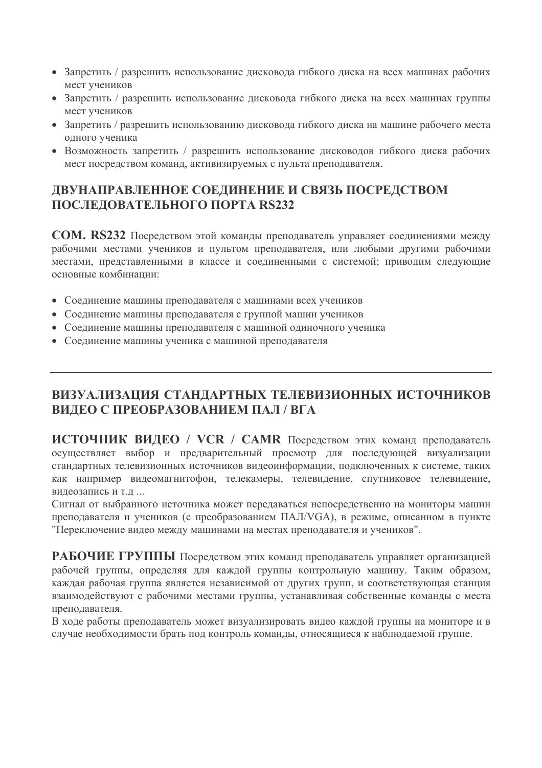- Запретить / разрешить использование дисковода гибкого диска на всех машинах рабочих мест учеников
- Запретить / разрешить использование дисковода гибкого диска на всех машинах группы мест учеников
- Запретить / разрешить использованию дисковода гибкого диска на машине рабочего места одного ученика
- Возможность запретить / разрешить использование дисководов гибкого диска рабочих мест посредством команд, активизируемых с пульта преподавателя.

## ДВУНАПРАВЛЕННОЕ СОЕДИНЕНИЕ И СВЯЗЬ ПОСРЕДСТВОМ ПОСЛЕДОВАТЕЛЬНОГО ПОРТА RS232

**COM. RS232** Посредством этой команды преподаватель управляет соединениями между рабочими местами учеников и пультом преподавателя, или любыми другими рабочими местами, представленными в классе и соединенными с системой; приводим следующие основные комбинации:

- Соединение машины преподавателя с машинами всех учеников
- Соединение машины преподавателя с группой машин учеников
- Соединение машины преподавателя с машиной одиночного ученика
- Соединение машины ученика с машиной преподавателя

---

## ВИЗУАЛИЗАЦИЯ СТАНДАРТНЫХ ТЕЛЕВИЗИОННЫХ ИСТОЧНИКОВ ВИДЕО С ПРЕОБРАЗОВАНИЕМ ПАЛ / ВГА

**ИСТОЧНИК ВИДЕО / VCR / CAMR** Посредством этих команд преподаватель осуществляет выбор и предварительный просмотр для последующей визуализации стандартных телевизионных источников видеоинформации, подключенных к системе, таких как например видеомагнитофон, телекамеры, телевидение, спутниковое телевидение, видеозапись и т.д ...

Сигнал от выбранного источника может передаваться непосредственно на мониторы машин преподавателя и учеников (с преобразованием ПАЛ/VGA), в режиме, описанном в пункте "Переключение видео между машинами на местах преподавателя и учеников".

**РАБОЧИЕ ГРУППЫ** Посредством этих команд преподаватель управляет организацией рабочей группы, определяя для каждой группы контрольную машину. Таким образом, каждая рабочая группа является независимой от других групп, и соответствующая станция взаимодействуют с рабочими местами группы, устанавливая собственные команды с места преподавателя.

В ходе работы преподаватель может визуализировать видео каждой группы на мониторе и в случае необходимости брать под контроль команды, относящиеся к наблюдаемой группе.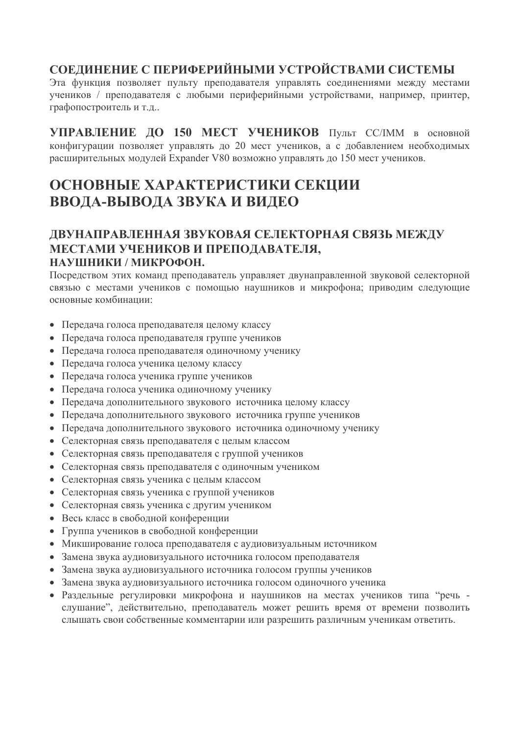### СОЕДИНЕНИЕ С ПЕРИФЕРИЙНЫМИ УСТРОЙСТВАМИ СИСТЕМЫ

Эта функция позволяет пульту преподавателя управлять соединениями между местами учеников / преподавателя с любыми периферийными устройствами, например, принтер, графопостроитель и т.д..

**УПРАВЛЕНИЕ ДО 150 МЕСТ УЧЕНИКОВ** Пульт CC/IMM в основной конфигурации позволяет управлять до 20 мест учеников, а с добавлением необходимых расширительных модулей Expander V80 возможно управлять до 150 мест учеников.

## ОСНОВНЫЕ ХАРАКТЕРИСТИКИ СЕКЦИИ ВВОДА-ВЫВОДА ЗВУКА И ВИДЕО

### ДВУНАПРАВЛЕННАЯ ЗВУКОВАЯ СЕЛЕКТОРНАЯ СВЯЗЬ МЕЖДУ МЕСТАМИ УЧЕНИКОВ И ПРЕПОДАВАТЕЛЯ, НАУШНИКИ / МИКРОФОН.

Посредством этих команд преподаватель управляет двунаправленной звуковой селекторной связью с местами учеников с помощью наушников и микрофона; приводим следующие основные комбинации:

- Передача голоса преподавателя целому классу
- Передача голоса преподавателя группе учеников
- Передача голоса преподавателя одиночному ученику
- Передача голоса ученика целому классу
- Передача голоса ученика группе учеников
- Передача голоса ученика одиночному ученику
- Передача дополнительного звукового источника целому классу
- Передача дополнительного звукового источника группе учеников
- Передача дополнительного звукового источника одиночному ученику
- Селекторная связь преподавателя с целым классом
- Селекторная связь преподавателя с группой учеников
- Селекторная связь преподавателя с одиночным учеником
- Селекторная связь ученика с целым классом
- Селекторная связь ученика с группой учеников
- Селекторная связь ученика с другим учеником
- Весь класс в свободной конференции
- Группа учеников в свободной конференции
- Микширование голоса преподавателя с аудиовизуальным источником
- Замена звука аудиовизуального источника голосом преподавателя
- Замена звука аудиовизуального источника голосом группы учеников
- Замена звука аудиовизуального источника голосом одиночного ученика
- Раздельные регулировки микрофона и наушников на местах учеников типа “речь - слушание”, действительно, преподаватель может решить время от времени позволить слышать свои собственные комментарии или разрешить различным ученикам ответить.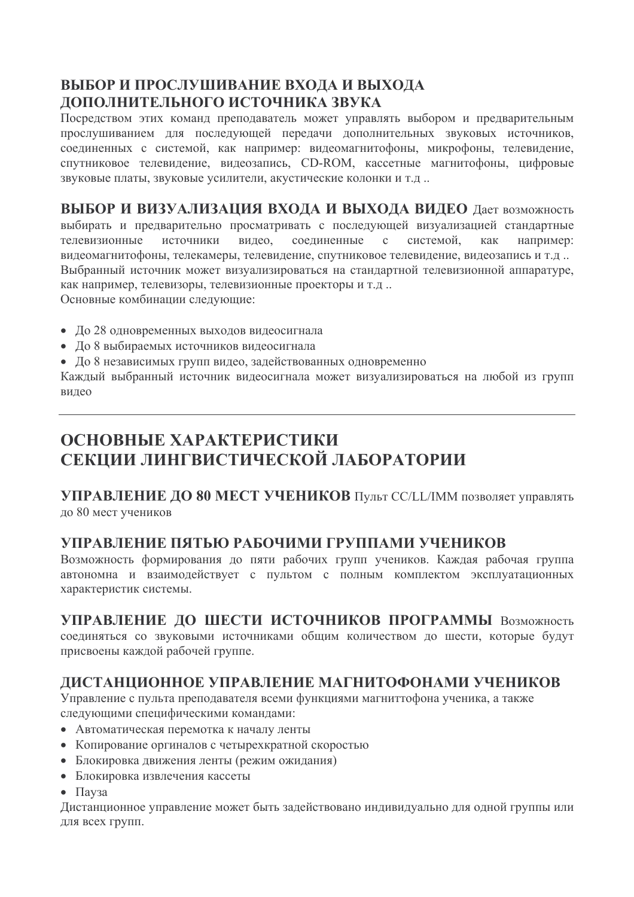### ВЫБОР И ПРОСЛУШИВАНИЕ ВХОДА И ВЫХОДА ДОПОЛНИТЕЛЬНОГО ИСТОЧНИКА ЗВУКА

Посредством этих команд преподаватель может управлять выбором и предварительным прослушиванием для последующей передачи дополнительных звуковых источников, соединенных с системой, как например: видеомагнитофоны, микрофоны, телевидение, спутниковое телевидение, видеозапись, CD-ROM, кассетные магнитофоны, цифровые звуковые платы, звуковые усилители, акустические колонки и т.д ..

**ВЫБОР И ВИЗУАЛИЗАЦИЯ ВХОДА И ВЫХОДА ВИДЕО** Дает возможность выбирать и предварительно просматривать с последующей визуализацией стандартные телевизионные источники видео, соединенные с системой, как например: видеомагнитофоны, телекамеры, телевидение, спутниковое телевидение, видеозапись и т.д .. Выбранный источник может визуализироваться на стандартной телевизионной аппаратуре, как например, телевизоры, телевизионные проекторы и т.д ..
Основные комбинации следующие:

- До 28 одновременных выходов видеосигнала
- До 8 выбираемых источников видеосигнала
- До 8 независимых групп видео, задействованных одновременно

Каждый выбранный источник видеосигнала может визуализироваться на любой из групп видео

---

## ОСНОВНЫЕ ХАРАКТЕРИСТИКИ СЕКЦИИ ЛИНГВИСТИЧЕСКОЙ ЛАБОРАТОРИИ

**УПРАВЛЕНИЕ ДО 80 МЕСТ УЧЕНИКОВ** Пульт CC/LL/IMM позволяет управлять до 80 мест учеников

### УПРАВЛЕНИЕ ПЯТЬЮ РАБОЧИМИ ГРУППАМИ УЧЕНИКОВ

Возможность формирования до пяти рабочих групп учеников. Каждая рабочая группа автономна и взаимодействует с пультом с полным комплектом эксплуатационных характеристик системы.

**УПРАВЛЕНИЕ ДО ШЕСТИ ИСТОЧНИКОВ ПРОГРАММЫ** Возможность соединяться со звуковыми источниками общим количеством до шести, которые будут присвоены каждой рабочей группе.

### ДИСТАНЦИОННОЕ УПРАВЛЕНИЕ МАГНИТОФОНАМИ УЧЕНИКОВ

Управление с пульта преподавателя всеми функциями магниттофона ученика, а также следующими специфическими командами:

- Автоматическая перемотка к началу ленты
- Копирование оргиналов с четырехкратной скоростью
- Блокировка движения ленты (режим ожидания)
- Блокировка извлечения кассеты
- Пауза

Дистанционное управление может быть задействовано индивидуально для одной группы или для всех групп.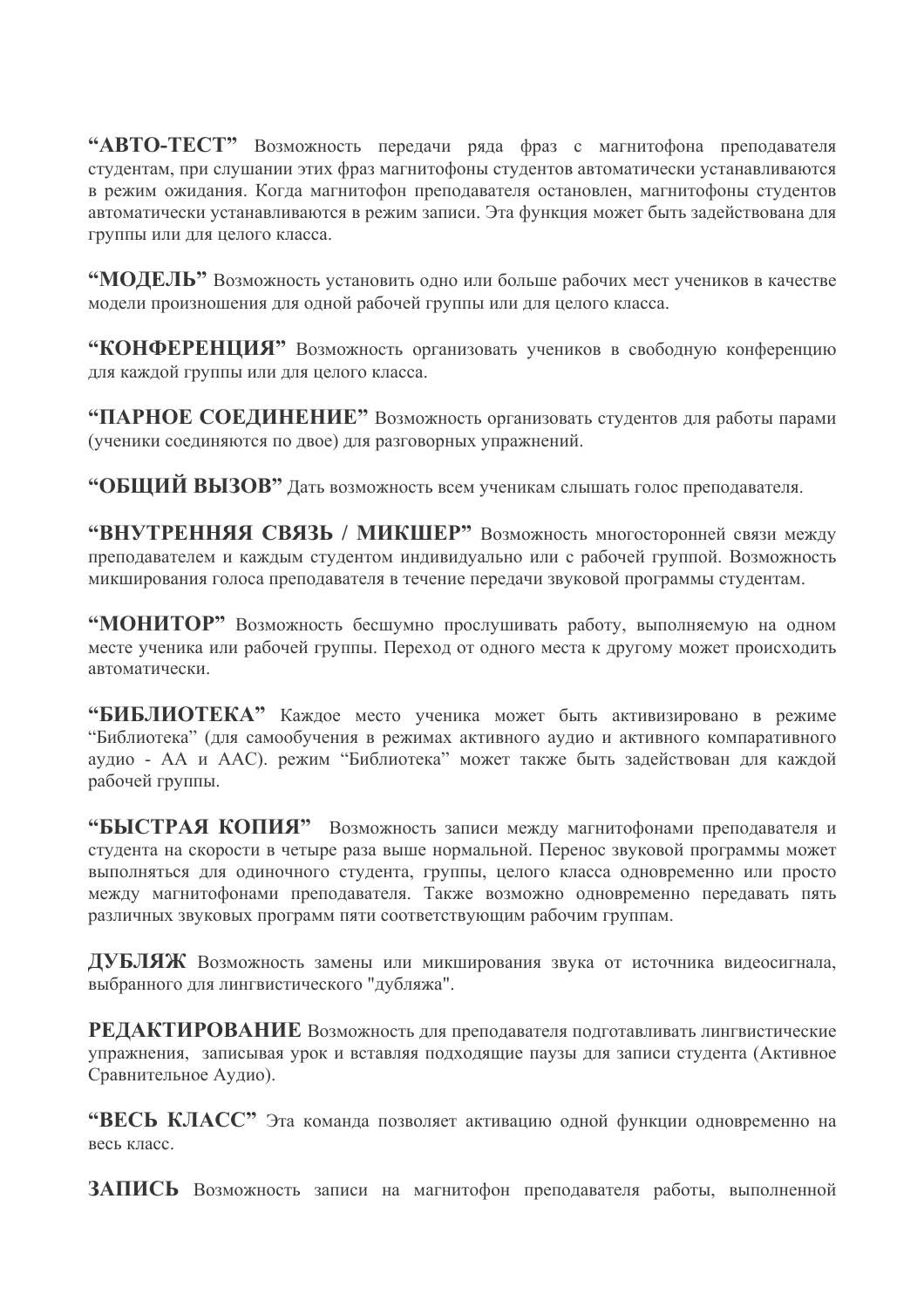**“АВТО-ТЕСТ”** Возможность передачи ряда фраз с магнитофона преподавателя студентам, при слушании этих фраз магнитофоны студентов автоматически устанавливаются в режим ожидания. Когда магнитофон преподавателя остановлен, магнитофоны студентов автоматически устанавливаются в режим записи. Эта функция может быть задействована для группы или для целого класса.

**“МОДЕЛЬ”** Возможность установить одно или больше рабочих мест учеников в качестве модели произношения для одной рабочей группы или для целого класса.

**“КОНФЕРЕНЦИЯ”** Возможность организовать учеников в свободную конференцию для каждой группы или для целого класса.

**“ПАРНОЕ СОЕДИНЕНИЕ”** Возможность организовать студентов для работы парами (ученики соединяются по двое) для разговорных упражнений.

**“ОБЩИЙ ВЫЗОВ”** Дать возможность всем ученикам слышать голос преподавателя.

**“ВНУТРЕННЯЯ СВЯЗЬ / МИКШЕР”** Возможность многосторонней связи между преподавателем и каждым студентом индивидуально или с рабочей группой. Возможность микширования голоса преподавателя в течение передачи звуковой программы студентам.

**“МОНИТОР”** Возможность бесшумно прослушивать работу, выполняемую на одном месте ученика или рабочей группы. Переход от одного места к другому может происходить автоматически.

**“БИБЛИОТЕКА”** Каждое место ученика может быть активизировано в режиме “Библиотека” (для самообучения в режимах активного аудио и активного компаративного аудио - АА и ААС). режим “Библиотека” может также быть задействован для каждой рабочей группы.

**“БЫСТРАЯ КОПИЯ”** Возможность записи между магнитофонами преподавателя и студента на скорости в четыре раза выше нормальной. Перенос звуковой программы может выполняться для одиночного студента, группы, целого класса одновременно или просто между магнитофонами преподавателя. Также возможно одновременно передавать пять различных звуковых программ пяти соответствующим рабочим группам.

**ДУБЛЯЖ** Возможность замены или микширования звука от источника видеосигнала, выбранного для лингвистического "дубляжа".

**РЕДАКТИРОВАНИЕ** Возможность для преподавателя подготавливать лингвистические упражнения, записывая урок и вставляя подходящие паузы для записи студента (Активное Сравнительное Аудио).

**“ВЕСЬ КЛАСС”** Эта команда позволяет активацию одной функции одновременно на весь класс.

**ЗАПИСЬ** Возможность записи на магнитофон преподавателя работы, выполненной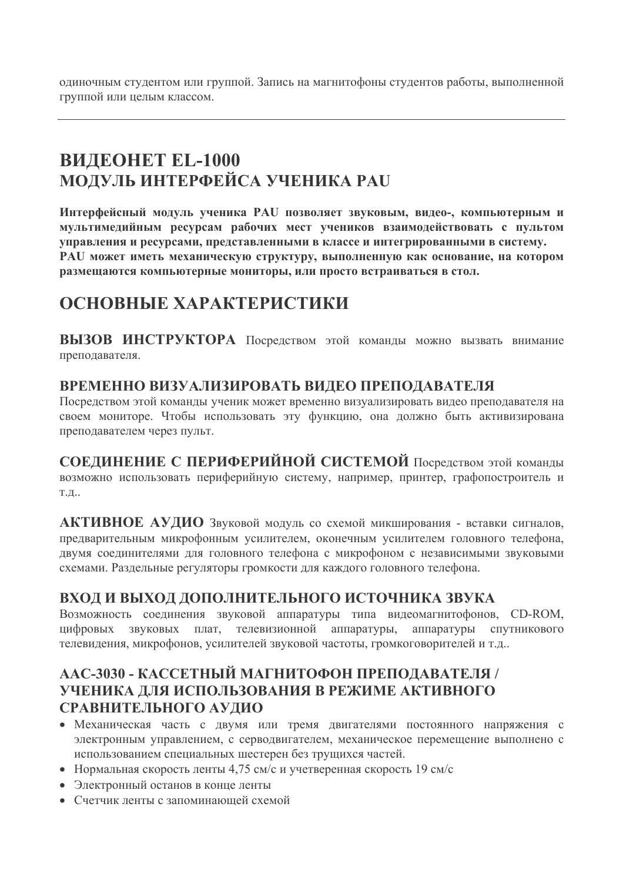одиночным студентом или группой. Запись на магнитофоны студентов работы, выполненной группой или целым классом.

---

# ВИДЕОНЕТ EL-1000
# МОДУЛЬ ИНТЕРФЕЙСА УЧЕНИКА PAU

**Интерфейсный модуль ученика PAU позволяет звуковым, видео-, компьютерным и мультимедийным ресурсам рабочих мест учеников взаимодействовать с пультом управления и ресурсами, представленными в классе и интегрированными в систему. PAU может иметь механическую структуру, выполненную как основание, на котором размещаются компьютерные мониторы, или просто встраиваться в стол.**

## ОСНОВНЫЕ ХАРАКТЕРИСТИКИ

**ВЫЗОВ ИНСТРУКТОРА** Посредством этой команды можно вызвать внимание преподавателя.

### ВРЕМЕННО ВИЗУАЛИЗИРОВАТЬ ВИДЕО ПРЕПОДАВАТЕЛЯ

Посредством этой команды ученик может временно визуализировать видео преподавателя на своем мониторе. Чтобы использовать эту функцию, она должно быть активизирована преподавателем через пульт.

**СОЕДИНЕНИЕ С ПЕРИФЕРИЙНОЙ СИСТЕМОЙ** Посредством этой команды возможно использовать периферийную систему, например, принтер, графопостроитель и т.д..

**АКТИВНОЕ АУДИО** Звуковой модуль со схемой микширования - вставки сигналов, предварительным микрофонным усилителем, оконечным усилителем головного телефона, двумя соединителями для головного телефона с микрофоном с независимыми звуковыми схемами. Раздельные регуляторы громкости для каждого головного телефона.

### ВХОД И ВЫХОД ДОПОЛНИТЕЛЬНОГО ИСТОЧНИКА ЗВУКА

Возможность соединения звуковой аппаратуры типа видеомагнитофонов, CD-ROM, цифровых звуковых плат, телевизионной аппаратуры, аппаратуры спутникового телевидения, микрофонов, усилителей звуковой частоты, громкоговорителей и т.д..

### AAC-3030 - КАССЕТНЫЙ МАГНИТОФОН ПРЕПОДАВАТЕЛЯ / УЧЕНИКА ДЛЯ ИСПОЛЬЗОВАНИЯ В РЕЖИМЕ АКТИВНОГО СРАВНИТЕЛЬНОГО АУДИО

- Механическая часть с двумя или тремя двигателями постоянного напряжения с электронным управлением, с серводвигателем, механическое перемещение выполнено с использованием специальных шестерен без трущихся частей.
- Нормальная скорость ленты 4,75 см/с и учетверенная скорость 19 см/с
- Электронный останов в конце ленты
- Счетчик ленты с запоминающей схемой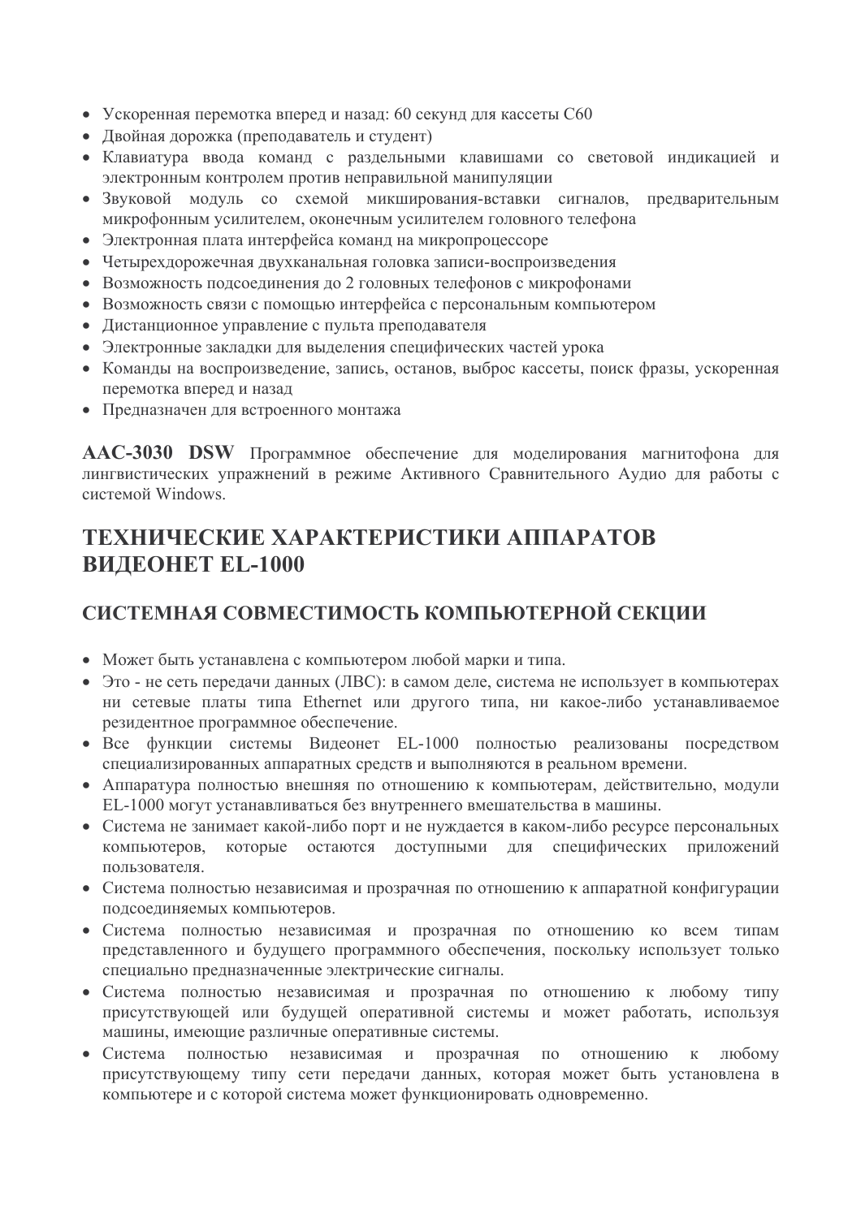- Ускоренная перемотка вперед и назад: 60 секунд для кассеты С60
- Двойная дорожка (преподаватель и студент)
- Клавиатура ввода команд с раздельными клавишами со световой индикацией и электронным контролем против неправильной манипуляции
- Звуковой модуль со схемой микширования-вставки сигналов, предварительным микрофонным усилителем, оконечным усилителем головного телефона
- Электронная плата интерфейса команд на микропроцессоре
- Четырехдорожечная двухканальная головка записи-воспроизведения
- Возможность подсоединения до 2 головных телефонов с микрофонами
- Возможность связи с помощью интерфейса с персональным компьютером
- Дистанционное управление с пульта преподавателя
- Электронные закладки для выделения специфических частей урока
- Команды на воспроизведение, запись, останов, выброс кассеты, поиск фразы, ускоренная перемотка вперед и назад
- Предназначен для встроенного монтажа

**AAC-3030 DSW** Программное обеспечение для моделирования магнитофона для лингвистических упражнений в режиме Активного Сравнительного Аудио для работы с системой Windows.

## ТЕХНИЧЕСКИЕ ХАРАКТЕРИСТИКИ АППАРАТОВ ВИДЕОНЕТ EL-1000

### СИСТЕМНАЯ СОВМЕСТИМОСТЬ КОМПЬЮТЕРНОЙ СЕКЦИИ

- Может быть устанавлена с компьютером любой марки и типа.
- Это - не сеть передачи данных (ЛВС): в самом деле, система не использует в компьютерах ни сетевые платы типа Ethernet или другого типа, ни какое-либо устанавливаемое резидентное программное обеспечение.
- Все функции системы Видеонет EL-1000 полностью реализованы посредством специализированных аппаратных средств и выполняются в реальном времени.
- Аппаратура полностью внешняя по отношению к компьютерам, действительно, модули EL-1000 могут устанавливаться без внутреннего вмешательства в машины.
- Система не занимает какой-либо порт и не нуждается в каком-либо ресурсе персональных компьютеров, которые остаются доступными для специфических приложений пользователя.
- Система полностью независимая и прозрачная по отношению к аппаратной конфигурации подсоединяемых компьютеров.
- Система полностью независимая и прозрачная по отношению ко всем типам представленного и будущего программного обеспечения, поскольку использует только специально предназначенные электрические сигналы.
- Система полностью независимая и прозрачная по отношению к любому типу присутствующей или будущей оперативной системы и может работать, используя машины, имеющие различные оперативные системы.
- Система полностью независимая и прозрачная по отношению к любому присутствующему типу сети передачи данных, которая может быть установлена в компьютере и с которой система может функционировать одновременно.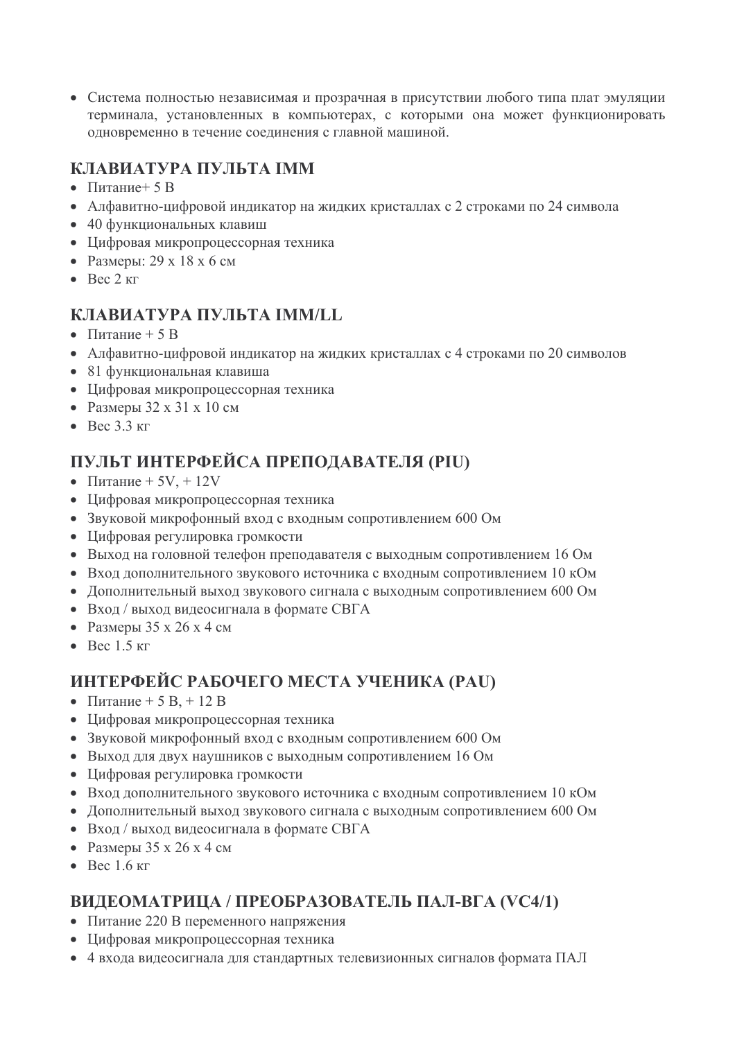- Система полностью независимая и прозрачная в присутствии любого типа плат эмуляции терминала, установленных в компьютерах, с которыми она может функционировать одновременно в течение соединения с главной машиной.

## КЛАВИАТУРА ПУЛЬТА IMM

- Питание+ 5 В
- Алфавитно-цифровой индикатор на жидких кристаллах с 2 строками по 24 символа
- 40 функциональных клавиш
- Цифровая микропроцессорная техника
- Размеры: 29 х 18 х 6 см
- Вес 2 кг

## КЛАВИАТУРА ПУЛЬТА IMM/LL

- Питание + 5 В
- Алфавитно-цифровой индикатор на жидких кристаллах с 4 строками по 20 символов
- 81 функциональная клавиша
- Цифровая микропроцессорная техника
- Размеры 32 х 31 х 10 см
- Вес 3.3 кг

## ПУЛЬТ ИНТЕРФЕЙСА ПРЕПОДАВАТЕЛЯ (PIU)

- Питание + 5V, + 12V
- Цифровая микропроцессорная техника
- Звуковой микрофонный вход с входным сопротивлением 600 Ом
- Цифровая регулировка громкости
- Выход на головной телефон преподавателя с выходным сопротивлением 16 Ом
- Вход дополнительного звукового источника с входным сопротивлением 10 кОм
- Дополнительный выход звукового сигнала с выходным сопротивлением 600 Ом
- Вход / выход видеосигнала в формате СВГА
- Размеры 35 х 26 х 4 см
- Вес 1.5 кг

## ИНТЕРФЕЙС РАБОЧЕГО МЕСТА УЧЕНИКА (PAU)

- Питание + 5 В, + 12 В
- Цифровая микропроцессорная техника
- Звуковой микрофонный вход с входным сопротивлением 600 Ом
- Выход для двух наушников с выходным сопротивлением 16 Ом
- Цифровая регулировка громкости
- Вход дополнительного звукового источника с входным сопротивлением 10 кОм
- Дополнительный выход звукового сигнала с выходным сопротивлением 600 Ом
- Вход / выход видеосигнала в формате СВГА
- Размеры 35 х 26 х 4 см
- Вес 1.6 кг

## ВИДЕОМАТРИЦА / ПРЕОБРАЗОВАТЕЛЬ ПАЛ-ВГА (VC4/1)

- Питание 220 В переменного напряжения
- Цифровая микропроцессорная техника
- 4 входа видеосигнала для стандартных телевизионных сигналов формата ПАЛ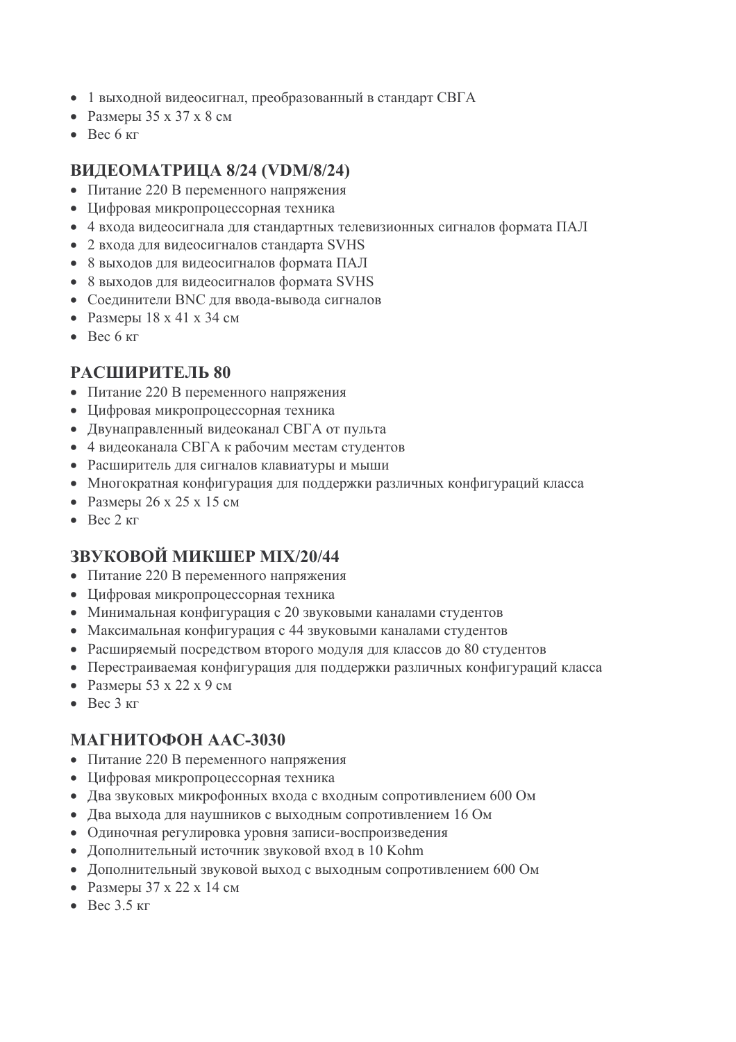- 1 выходной видеосигнал, преобразованный в стандарт СВГА
- Размеры 35 x 37 x 8 см
- Вес 6 кг

## ВИДЕОМАТРИЦА 8/24 (VDM/8/24)

- Питание 220 В переменного напряжения
- Цифровая микропроцессорная техника
- 4 входа видеосигнала для стандартных телевизионных сигналов формата ПАЛ
- 2 входа для видеосигналов стандарта SVHS
- 8 выходов для видеосигналов формата ПАЛ
- 8 выходов для видеосигналов формата SVHS
- Соединители BNC для ввода-вывода сигналов
- Размеры 18 x 41 x 34 см
- Вес 6 кг

## РАСШИРИТЕЛЬ 80

- Питание 220 В переменного напряжения
- Цифровая микропроцессорная техника
- Двунаправленный видеоканал СВГА от пульта
- 4 видеоканала СВГА к рабочим местам студентов
- Расширитель для сигналов клавиатуры и мыши
- Многократная конфигурация для поддержки различных конфигураций класса
- Размеры 26 x 25 x 15 см
- Вес 2 кг

## ЗВУКОВОЙ МИКШЕР MIX/20/44

- Питание 220 В переменного напряжения
- Цифровая микропроцессорная техника
- Минимальная конфигурация с 20 звуковыми каналами студентов
- Максимальная конфигурация с 44 звуковыми каналами студентов
- Расширяемый посредством второго модуля для классов до 80 студентов
- Перестраиваемая конфигурация для поддержки различных конфигураций класса
- Размеры 53 x 22 x 9 см
- Вес 3 кг

## МАГНИТОФОН AAC-3030

- Питание 220 В переменного напряжения
- Цифровая микропроцессорная техника
- Два звуковых микрофонных входа с входным сопротивлением 600 Ом
- Два выхода для наушников с выходным сопротивлением 16 Ом
- Одиночная регулировка уровня записи-воспроизведения
- Дополнительный источник звуковой вход в 10 Kohm
- Дополнительный звуковой выход с выходным сопротивлением 600 Ом
- Размеры 37 x 22 x 14 см
- Вес 3.5 кг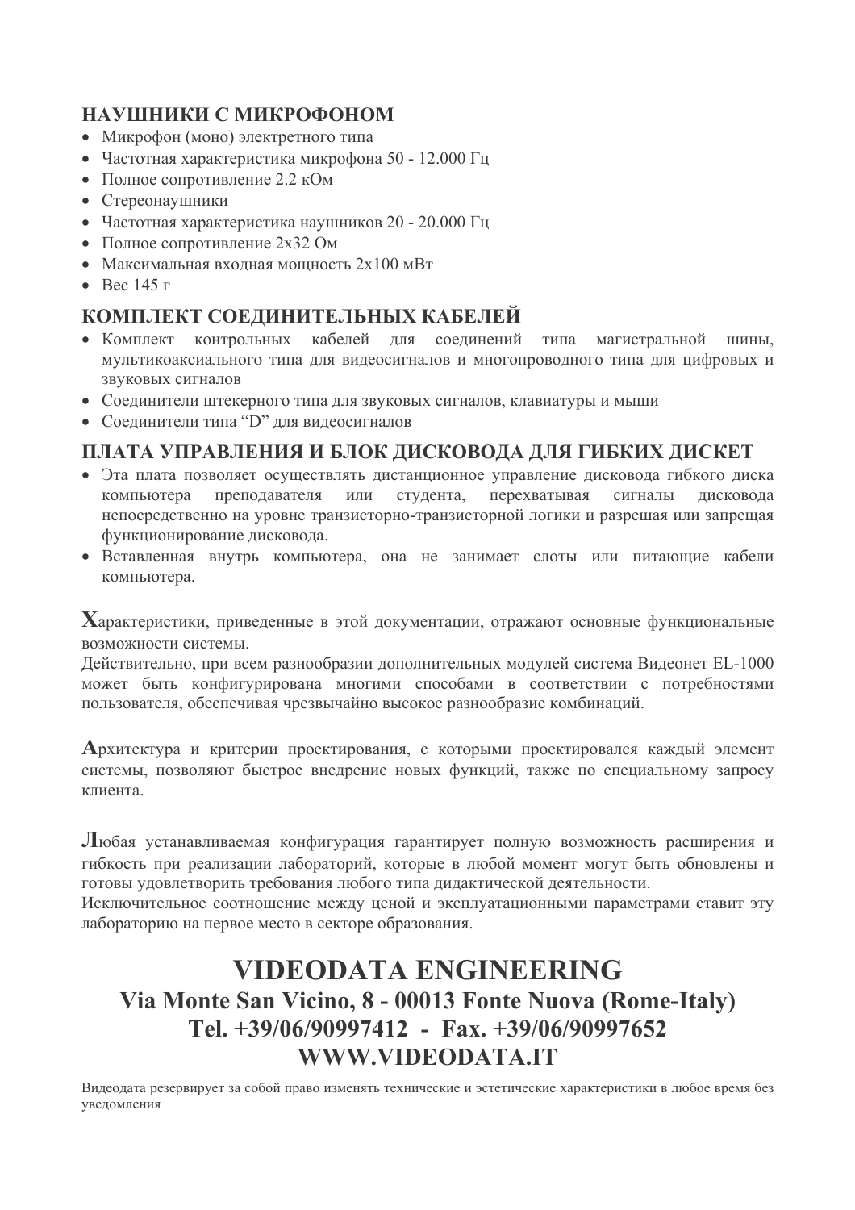## НАУШНИКИ С МИКРОФОНОМ

- Микрофон (моно) электретного типа
- Частотная характеристика микрофона 50 - 12.000 Гц
- Полное сопротивление 2.2 кОм
- Стереонаушники
- Частотная характеристика наушников 20 - 20.000 Гц
- Полное сопротивление 2x32 Ом
- Максимальная входная мощность 2x100 мВт
- Вес 145 г

## КОМПЛЕКТ СОЕДИНИТЕЛЬНЫХ КАБЕЛЕЙ

- Комплект контрольных кабелей для соединений типа магистральной шины, мультикоаксиального типа для видеосигналов и многопроводного типа для цифровых и звуковых сигналов
- Соединители штекерного типа для звуковых сигналов, клавиатуры и мыши
- Соединители типа "D" для видеосигналов

## ПЛАТА УПРАВЛЕНИЯ И БЛОК ДИСКОВОДА ДЛЯ ГИБКИХ ДИСКЕТ

- Эта плата позволяет осуществлять дистанционное управление дисковода гибкого диска компьютера преподавателя или студента, перехватывая сигналы дисковода непосредственно на уровне транзисторно-транзисторной логики и разрешая или запрещая функционирование дисковода.
- Вставленная внутрь компьютера, она не занимает слоты или питающие кабели компьютера.

**Х**арактеристики, приведенные в этой документации, отражают основные функциональные возможности системы.
Действительно, при всем разнообразии дополнительных модулей система Видеонет EL-1000 может быть конфигурирована многими способами в соответствии с потребностями пользователя, обеспечивая чрезвычайно высокое разнообразие комбинаций.

**А**рхитектура и критерии проектирования, с которыми проектировался каждый элемент системы, позволяют быстрое внедрение новых функций, также по специальному запросу клиента.

**Л**юбая устанавливаемая конфигурация гарантирует полную возможность расширения и гибкость при реализации лабораторий, которые в любой момент могут быть обновлены и готовы удовлетворить требования любого типа дидактической деятельности.
Исключительное соотношение между ценой и эксплуатационными параметрами ставит эту лабораторию на первое место в секторе образования.

# VIDEODATA ENGINEERING

### Via Monte San Vicino, 8 - 00013 Fonte Nuova (Rome-Italy)
### Tel. +39/06/90997412 - Fax. +39/06/90997652
### WWW.VIDEODATA.IT

Видеодата резервирует за собой право изменять технические и эстетические характеристики в любое время без уведомления